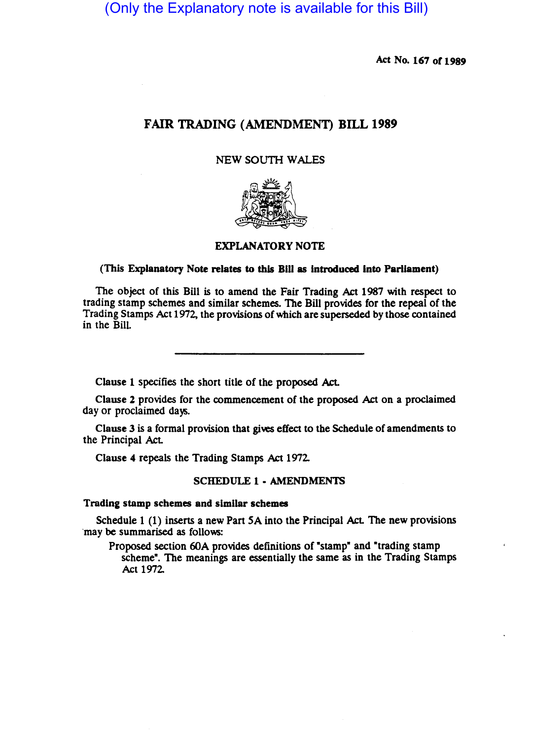(Only the Explanatory note is available for this Bill)

Act No. 167 of 1989

# FAIR TRADING (AMENDMENT) BILL 1989

NEW SOUTH WALES

## EXPLANATORY NOTE

**(This Explanatory Note relates to this Bill as introduced into Parliament)**

The object of this Bill is to amend the Fair Trading Act 1987 with respect to trading stamp schemes and similar schemes. The Bill provides for the repeal of the Trading Stamps Act 1972, the provisions of which are superseded by those contained in the Bill.

---

**Clause 1** specifies the short title of the proposed Act.

**Clause 2** provides for the commencement of the proposed Act on a proclaimed day or proclaimed days.

**Clause 3** is a formal provision that gives effect to the Schedule of amendments to the Principal Act.

**Clause 4** repeals the Trading Stamps Act 1972.

### SCHEDULE 1 - AMENDMENTS

**Trading stamp schemes and similar schemes**

Schedule 1 (1) inserts a new Part 5A into the Principal Act. The new provisions may be summarised as follows:

Proposed section 60A provides definitions of "stamp" and "trading stamp scheme". The meanings are essentially the same as in the Trading Stamps Act 1972.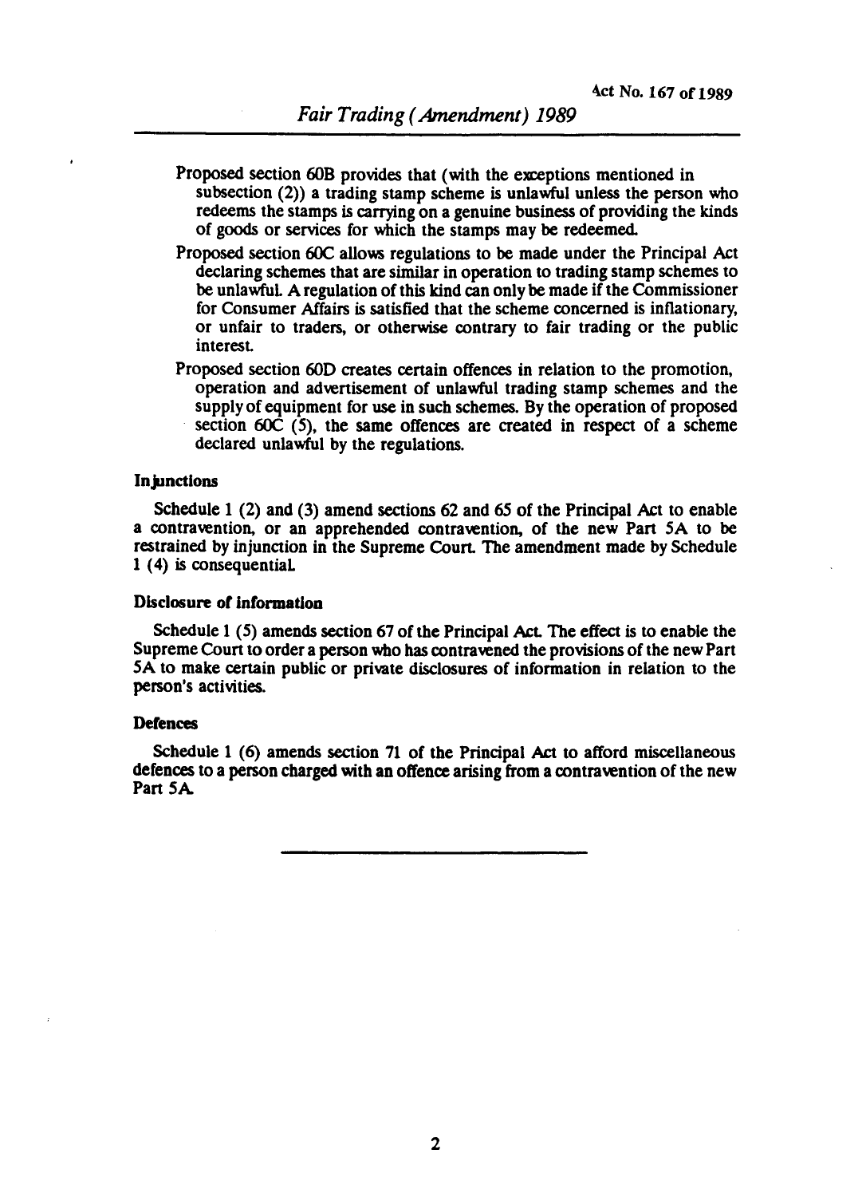Proposed section 60B provides that (with the exceptions mentioned in subsection (2)) a trading stamp scheme is unlawful unless the person who redeems the stamps is carrying on a genuine business of providing the kinds of goods or services for which the stamps may be redeemed.

Proposed section 60C allows regulations to be made under the Principal Act declaring schemes that are similar in operation to trading stamp schemes to be unlawful. A regulation of this kind can only be made if the Commissioner for Consumer Affairs is satisfied that the scheme concerned is inflationary, or unfair to traders, or otherwise contrary to fair trading or the public interest.

Proposed section 60D creates certain offences in relation to the promotion, operation and advertisement of unlawful trading stamp schemes and the supply of equipment for use in such schemes. By the operation of proposed section 60C (5), the same offences are created in respect of a scheme declared unlawful by the regulations.

**Injunctions**

Schedule 1 (2) and (3) amend sections 62 and 65 of the Principal Act to enable a contravention, or an apprehended contravention, of the new Part 5A to be restrained by injunction in the Supreme Court. The amendment made by Schedule 1 (4) is consequential.

**Disclosure of information**

Schedule 1 (5) amends section 67 of the Principal Act. The effect is to enable the Supreme Court to order a person who has contravened the provisions of the new Part 5A to make certain public or private disclosures of information in relation to the person's activities.

**Defences**

Schedule 1 (6) amends section 71 of the Principal Act to afford miscellaneous defences to a person charged with an offence arising from a contravention of the new Part 5A.